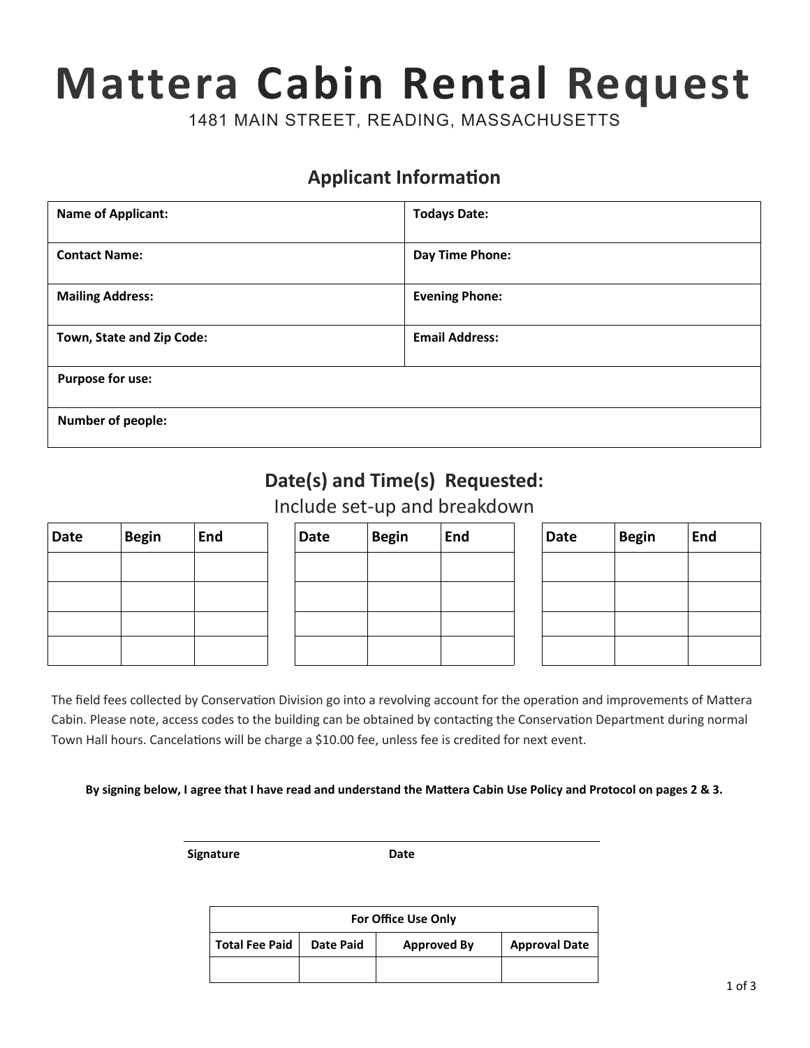# Mattera Cabin Rental Request

1481 MAIN STREET, READING, MASSACHUSETTS

## Applicant Information

| Name of Applicant: | Todays Date: |
|---|---|
| Contact Name: | Day Time Phone: |
| Mailing Address: | Evening Phone: |
| Town, State and Zip Code: | Email Address: |
| Purpose for use: | |
| Number of people: | |

## Date(s) and Time(s) Requested:

Include set-up and breakdown

| Date | Begin | End |
|---|---|---|
| | | |
| | | |
| | | |
| | | |

| Date | Begin | End |
|---|---|---|
| | | |
| | | |
| | | |
| | | |

| Date | Begin | End |
|---|---|---|
| | | |
| | | |
| | | |
| | | |

The field fees collected by Conservation Division go into a revolving account for the operation and improvements of Mattera Cabin. Please note, access codes to the building can be obtained by contacting the Conservation Department during normal Town Hall hours. Cancelations will be charge a $10.00 fee, unless fee is credited for next event.

**By signing below, I agree that I have read and understand the Mattera Cabin Use Policy and Protocol on pages 2 & 3.**

_______________________________________________

**Signature** **Date**

| For Office Use Only | | | |
|---|---|---|---|
| **Total Fee Paid** | **Date Paid** | **Approved By** | **Approval Date** |
| | | | |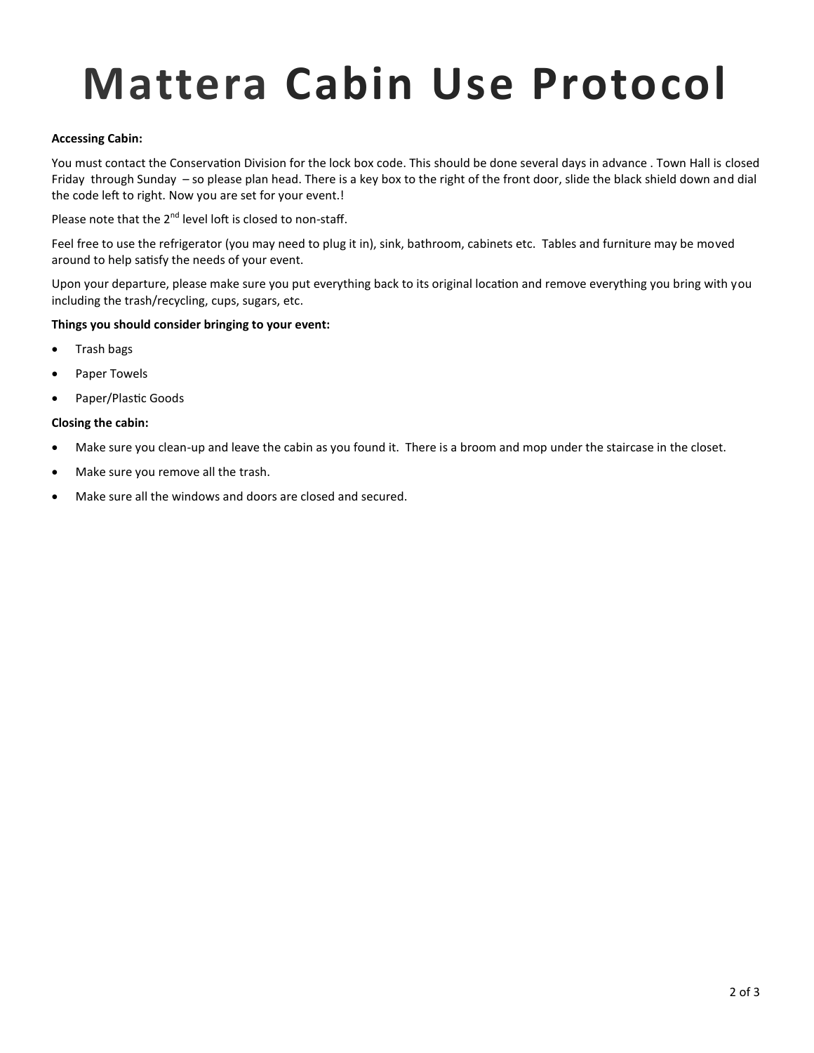# Mattera Cabin Use Protocol

**Accessing Cabin:**

You must contact the Conservation Division for the lock box code. This should be done several days in advance . Town Hall is closed Friday through Sunday – so please plan head. There is a key box to the right of the front door, slide the black shield down and dial the code left to right. Now you are set for your event.!

Please note that the 2nd level loft is closed to non-staff.

Feel free to use the refrigerator (you may need to plug it in), sink, bathroom, cabinets etc. Tables and furniture may be moved around to help satisfy the needs of your event.

Upon your departure, please make sure you put everything back to its original location and remove everything you bring with you including the trash/recycling, cups, sugars, etc.

**Things you should consider bringing to your event:**

- Trash bags
- Paper Towels
- Paper/Plastic Goods

**Closing the cabin:**

- Make sure you clean-up and leave the cabin as you found it. There is a broom and mop under the staircase in the closet.
- Make sure you remove all the trash.
- Make sure all the windows and doors are closed and secured.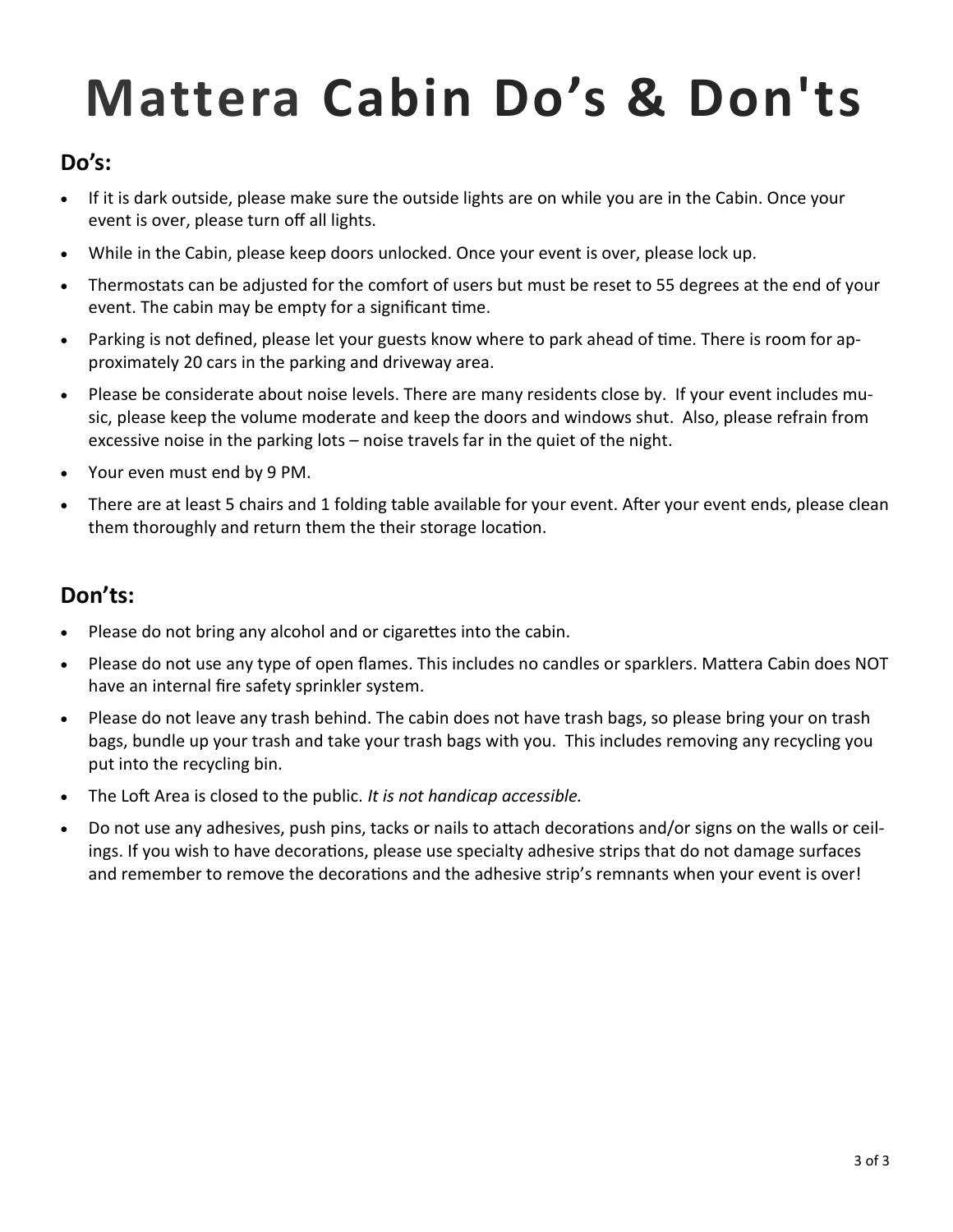# Mattera Cabin Do's & Don'ts

## Do's:

- If it is dark outside, please make sure the outside lights are on while you are in the Cabin. Once your event is over, please turn off all lights.
- While in the Cabin, please keep doors unlocked. Once your event is over, please lock up.
- Thermostats can be adjusted for the comfort of users but must be reset to 55 degrees at the end of your event. The cabin may be empty for a significant time.
- Parking is not defined, please let your guests know where to park ahead of time. There is room for approximately 20 cars in the parking and driveway area.
- Please be considerate about noise levels. There are many residents close by. If your event includes music, please keep the volume moderate and keep the doors and windows shut. Also, please refrain from excessive noise in the parking lots – noise travels far in the quiet of the night.
- Your even must end by 9 PM.
- There are at least 5 chairs and 1 folding table available for your event. After your event ends, please clean them thoroughly and return them the their storage location.

## Don'ts:

- Please do not bring any alcohol and or cigarettes into the cabin.
- Please do not use any type of open flames. This includes no candles or sparklers. Mattera Cabin does NOT have an internal fire safety sprinkler system.
- Please do not leave any trash behind. The cabin does not have trash bags, so please bring your on trash bags, bundle up your trash and take your trash bags with you. This includes removing any recycling you put into the recycling bin.
- The Loft Area is closed to the public. *It is not handicap accessible.*
- Do not use any adhesives, push pins, tacks or nails to attach decorations and/or signs on the walls or ceilings. If you wish to have decorations, please use specialty adhesive strips that do not damage surfaces and remember to remove the decorations and the adhesive strip's remnants when your event is over!